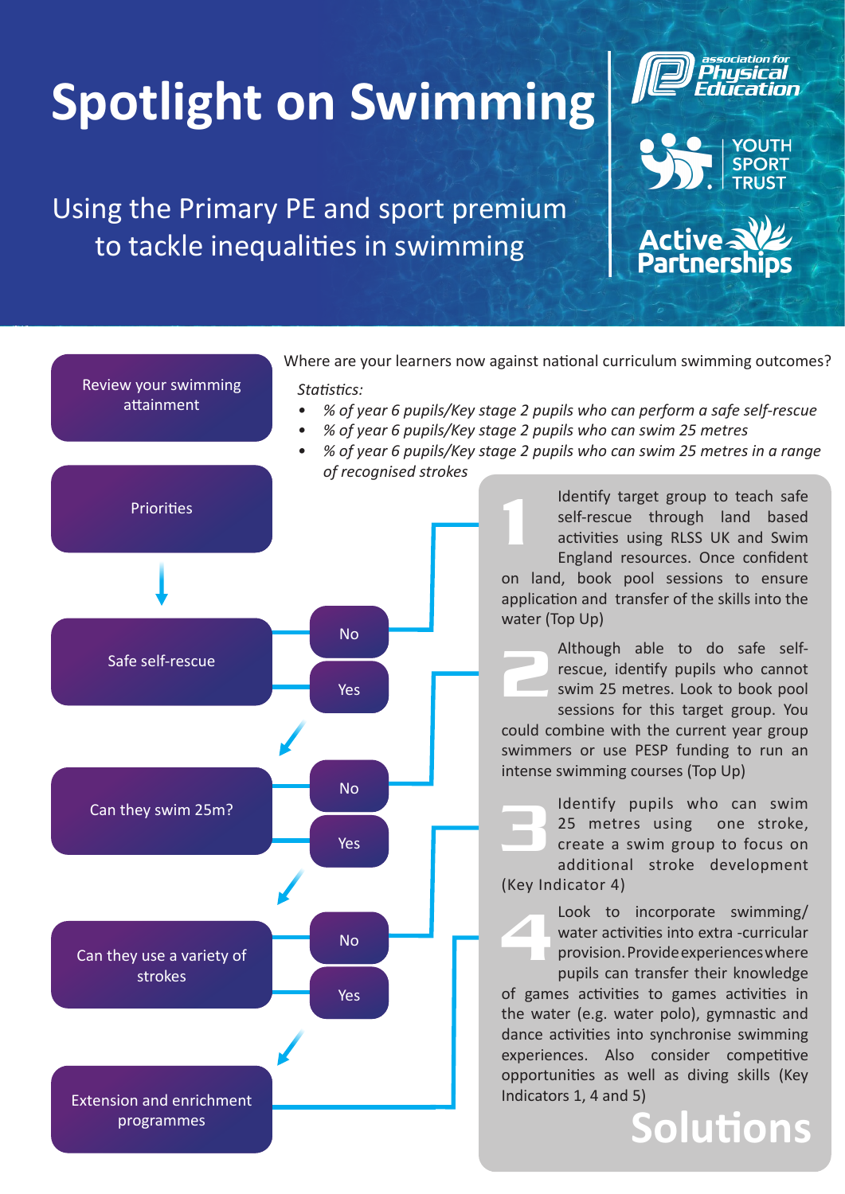# Spotlight on Swimming

## Using the Primary PE and sport premium to tackle inequalities in swimming

association for Physical Education

YOUTH SPORT TRUST

Active Partnerships

**Review your swimming attainment**

Where are your learners now against national curriculum swimming outcomes?

*Statistics:*

- *% of year 6 pupils/Key stage 2 pupils who can perform a safe self-rescue*
- *% of year 6 pupils/Key stage 2 pupils who can swim 25 metres*
- *% of year 6 pupils/Key stage 2 pupils who can swim 25 metres in a range of recognised strokes*

**Priorities**

**Safe self-rescue** — No / Yes

**Can they swim 25m?** — No / Yes

**Can they use a variety of strokes** — No / Yes

**Extension and enrichment programmes**

## Solutions

**1** Identify target group to teach safe self-rescue through land based activities using RLSS UK and Swim England resources. Once confident on land, book pool sessions to ensure application and transfer of the skills into the water (Top Up)

**2** Although able to do safe self-rescue, identify pupils who cannot swim 25 metres. Look to book pool sessions for this target group. You could combine with the current year group swimmers or use PESP funding to run an intense swimming courses (Top Up)

**3** Identify pupils who can swim 25 metres using one stroke, create a swim group to focus on additional stroke development (Key Indicator 4)

**4** Look to incorporate swimming/ water activities into extra -curricular provision. Provide experiences where pupils can transfer their knowledge of games activities to games activities in the water (e.g. water polo), gymnastic and dance activities into synchronise swimming experiences. Also consider competitive opportunities as well as diving skills (Key Indicators 1, 4 and 5)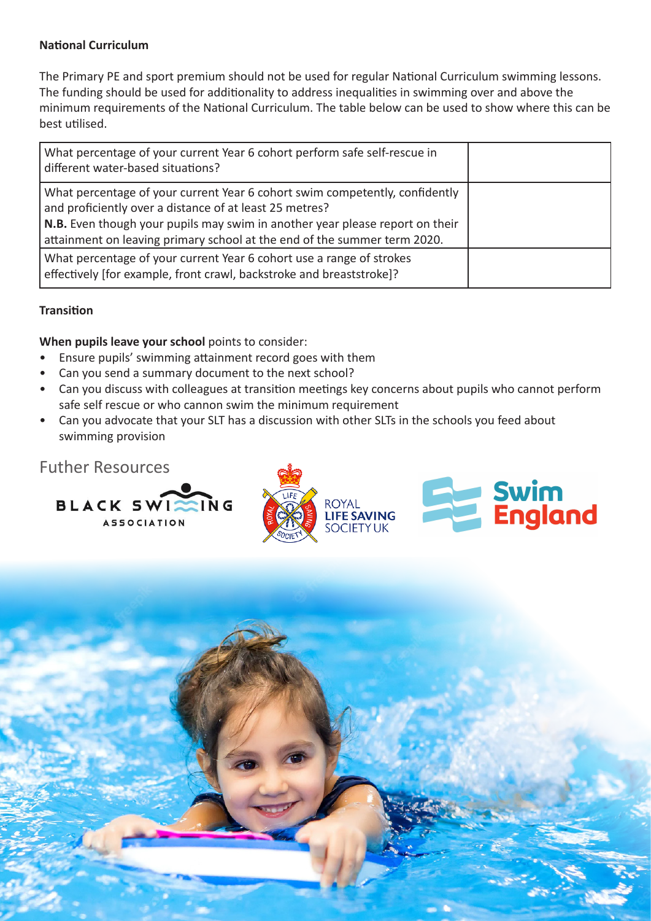**National Curriculum**

The Primary PE and sport premium should not be used for regular National Curriculum swimming lessons. The funding should be used for additionality to address inequalities in swimming over and above the minimum requirements of the National Curriculum. The table below can be used to show where this can be best utilised.

| | |
|---|---|
| What percentage of your current Year 6 cohort perform safe self-rescue in different water-based situations? | |
| What percentage of your current Year 6 cohort swim competently, confidently and proficiently over a distance of at least 25 metres?<br>**N.B.** Even though your pupils may swim in another year please report on their attainment on leaving primary school at the end of the summer term 2020. | |
| What percentage of your current Year 6 cohort use a range of strokes effectively [for example, front crawl, backstroke and breaststroke]? | |

**Transition**

**When pupils leave your school** points to consider:

- Ensure pupils' swimming attainment record goes with them
- Can you send a summary document to the next school?
- Can you discuss with colleagues at transition meetings key concerns about pupils who cannot perform safe self rescue or who cannon swim the minimum requirement
- Can you advocate that your SLT has a discussion with other SLTs in the schools you feed about swimming provision

## Futher Resources

BLACK SWIMMING ASSOCIATION

ROYAL LIFE SAVING SOCIETY UK

Swim England